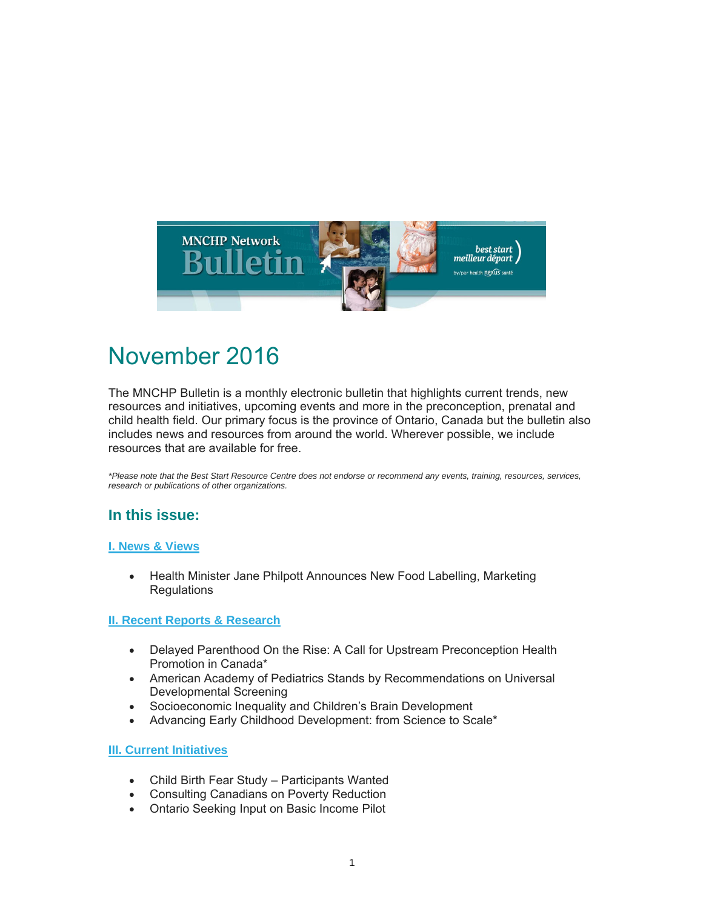# November 2016

The MNCHP Bulletin is a monthly electronic bulletin that highlights current trends, new resources and initiatives, upcoming events and more in the preconception, prenatal and child health field. Our primary focus is the province of Ontario, Canada but the bulletin also includes news and resources from around the world. Wherever possible, we include resources that are available for free.

*\*Please note that the Best Start Resource Centre does not endorse or recommend any events, training, resources, services, research or publications of other organizations.*

## In this issue:

### I. News & Views

- Health Minister Jane Philpott Announces New Food Labelling, Marketing Regulations

### II. Recent Reports & Research

- Delayed Parenthood On the Rise: A Call for Upstream Preconception Health Promotion in Canada*
- American Academy of Pediatrics Stands by Recommendations on Universal Developmental Screening
- Socioeconomic Inequality and Children's Brain Development
- Advancing Early Childhood Development: from Science to Scale*

### III. Current Initiatives

- Child Birth Fear Study – Participants Wanted
- Consulting Canadians on Poverty Reduction
- Ontario Seeking Input on Basic Income Pilot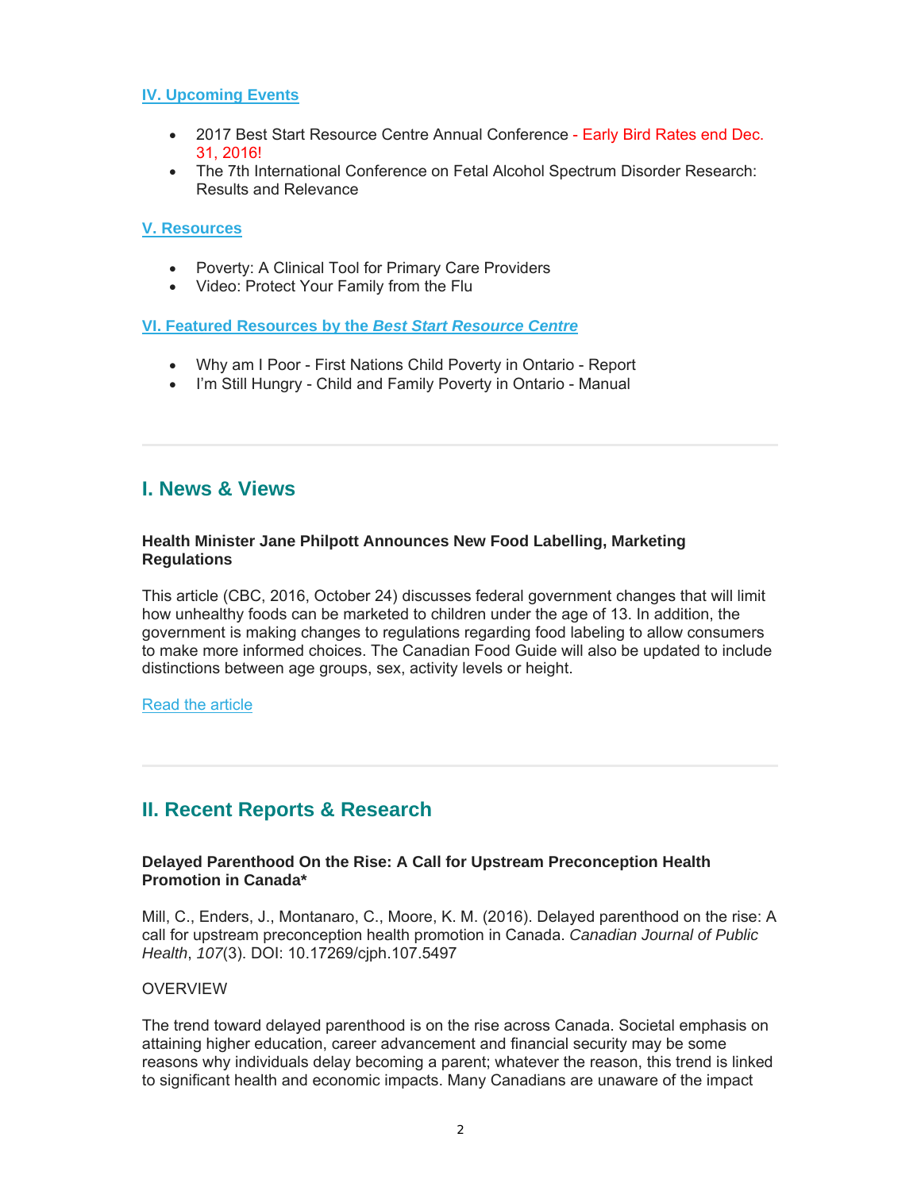[IV. Upcoming Events](#)

- 2017 Best Start Resource Centre Annual Conference - Early Bird Rates end Dec. 31, 2016!
- The 7th International Conference on Fetal Alcohol Spectrum Disorder Research: Results and Relevance

[V. Resources](#)

- Poverty: A Clinical Tool for Primary Care Providers
- Video: Protect Your Family from the Flu

[VI. Featured Resources by the *Best Start Resource Centre*](#)

- Why am I Poor - First Nations Child Poverty in Ontario - Report
- I'm Still Hungry - Child and Family Poverty in Ontario - Manual

---

## I. News & Views

**Health Minister Jane Philpott Announces New Food Labelling, Marketing Regulations**

This article (CBC, 2016, October 24) discusses federal government changes that will limit how unhealthy foods can be marketed to children under the age of 13. In addition, the government is making changes to regulations regarding food labeling to allow consumers to make more informed choices. The Canadian Food Guide will also be updated to include distinctions between age groups, sex, activity levels or height.

[Read the article](#)

---

## II. Recent Reports & Research

**Delayed Parenthood On the Rise: A Call for Upstream Preconception Health Promotion in Canada***

Mill, C., Enders, J., Montanaro, C., Moore, K. M. (2016). Delayed parenthood on the rise: A call for upstream preconception health promotion in Canada. *Canadian Journal of Public Health*, *107*(3). DOI: 10.17269/cjph.107.5497

OVERVIEW

The trend toward delayed parenthood is on the rise across Canada. Societal emphasis on attaining higher education, career advancement and financial security may be some reasons why individuals delay becoming a parent; whatever the reason, this trend is linked to significant health and economic impacts. Many Canadians are unaware of the impact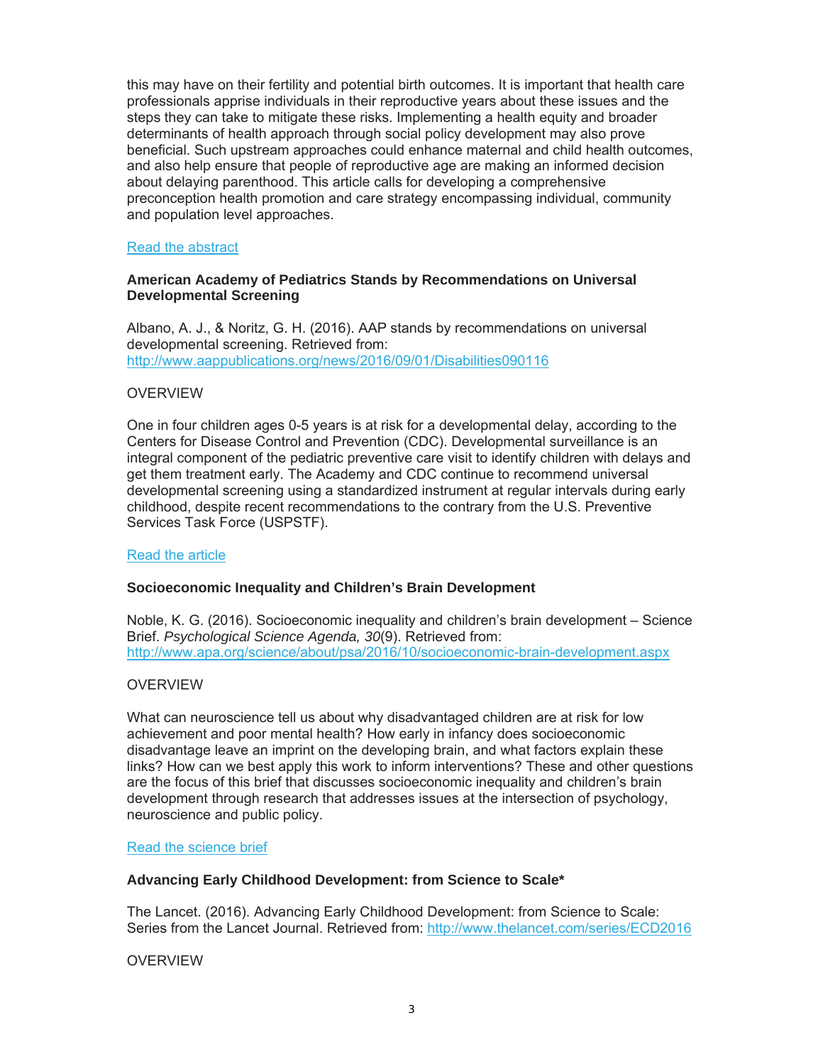this may have on their fertility and potential birth outcomes. It is important that health care professionals apprise individuals in their reproductive years about these issues and the steps they can take to mitigate these risks. Implementing a health equity and broader determinants of health approach through social policy development may also prove beneficial. Such upstream approaches could enhance maternal and child health outcomes, and also help ensure that people of reproductive age are making an informed decision about delaying parenthood. This article calls for developing a comprehensive preconception health promotion and care strategy encompassing individual, community and population level approaches.

Read the abstract

**American Academy of Pediatrics Stands by Recommendations on Universal Developmental Screening**

Albano, A. J., & Noritz, G. H. (2016). AAP stands by recommendations on universal developmental screening. Retrieved from: http://www.aappublications.org/news/2016/09/01/Disabilities090116

OVERVIEW

One in four children ages 0-5 years is at risk for a developmental delay, according to the Centers for Disease Control and Prevention (CDC). Developmental surveillance is an integral component of the pediatric preventive care visit to identify children with delays and get them treatment early. The Academy and CDC continue to recommend universal developmental screening using a standardized instrument at regular intervals during early childhood, despite recent recommendations to the contrary from the U.S. Preventive Services Task Force (USPSTF).

Read the article

**Socioeconomic Inequality and Children's Brain Development**

Noble, K. G. (2016). Socioeconomic inequality and children's brain development – Science Brief. *Psychological Science Agenda, 30*(9). Retrieved from: http://www.apa.org/science/about/psa/2016/10/socioeconomic-brain-development.aspx

OVERVIEW

What can neuroscience tell us about why disadvantaged children are at risk for low achievement and poor mental health? How early in infancy does socioeconomic disadvantage leave an imprint on the developing brain, and what factors explain these links? How can we best apply this work to inform interventions? These and other questions are the focus of this brief that discusses socioeconomic inequality and children's brain development through research that addresses issues at the intersection of psychology, neuroscience and public policy.

Read the science brief

**Advancing Early Childhood Development: from Science to Scale***

The Lancet. (2016). Advancing Early Childhood Development: from Science to Scale: Series from the Lancet Journal. Retrieved from: http://www.thelancet.com/series/ECD2016

OVERVIEW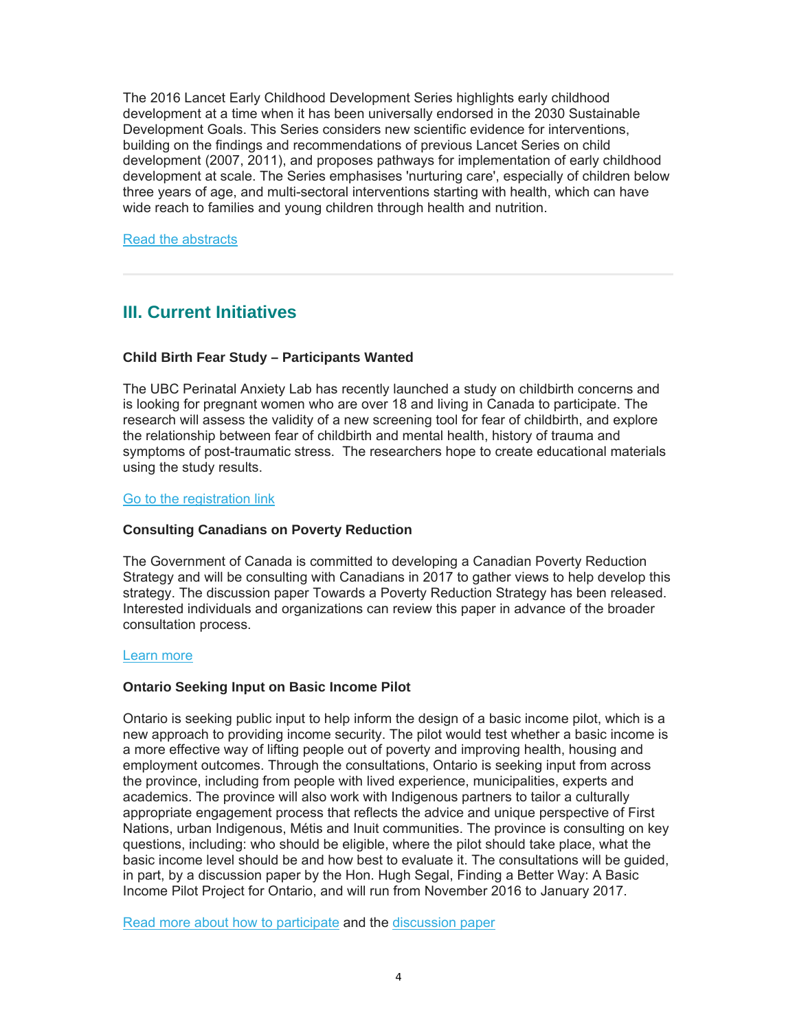The 2016 Lancet Early Childhood Development Series highlights early childhood development at a time when it has been universally endorsed in the 2030 Sustainable Development Goals. This Series considers new scientific evidence for interventions, building on the findings and recommendations of previous Lancet Series on child development (2007, 2011), and proposes pathways for implementation of early childhood development at scale. The Series emphasises 'nurturing care', especially of children below three years of age, and multi-sectoral interventions starting with health, which can have wide reach to families and young children through health and nutrition.

Read the abstracts

---

## III. Current Initiatives

**Child Birth Fear Study – Participants Wanted**

The UBC Perinatal Anxiety Lab has recently launched a study on childbirth concerns and is looking for pregnant women who are over 18 and living in Canada to participate. The research will assess the validity of a new screening tool for fear of childbirth, and explore the relationship between fear of childbirth and mental health, history of trauma and symptoms of post-traumatic stress. The researchers hope to create educational materials using the study results.

Go to the registration link

**Consulting Canadians on Poverty Reduction**

The Government of Canada is committed to developing a Canadian Poverty Reduction Strategy and will be consulting with Canadians in 2017 to gather views to help develop this strategy. The discussion paper Towards a Poverty Reduction Strategy has been released. Interested individuals and organizations can review this paper in advance of the broader consultation process.

Learn more

**Ontario Seeking Input on Basic Income Pilot**

Ontario is seeking public input to help inform the design of a basic income pilot, which is a new approach to providing income security. The pilot would test whether a basic income is a more effective way of lifting people out of poverty and improving health, housing and employment outcomes. Through the consultations, Ontario is seeking input from across the province, including from people with lived experience, municipalities, experts and academics. The province will also work with Indigenous partners to tailor a culturally appropriate engagement process that reflects the advice and unique perspective of First Nations, urban Indigenous, Métis and Inuit communities. The province is consulting on key questions, including: who should be eligible, where the pilot should take place, what the basic income level should be and how best to evaluate it. The consultations will be guided, in part, by a discussion paper by the Hon. Hugh Segal, Finding a Better Way: A Basic Income Pilot Project for Ontario, and will run from November 2016 to January 2017.

Read more about how to participate and the discussion paper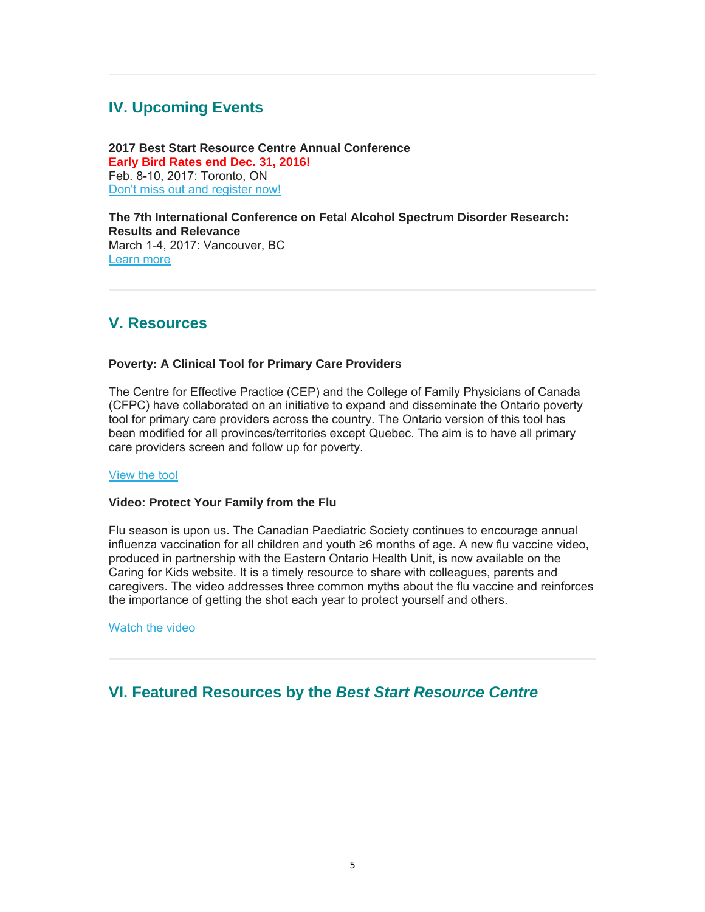## IV. Upcoming Events

**2017 Best Start Resource Centre Annual Conference**
**Early Bird Rates end Dec. 31, 2016!**
Feb. 8-10, 2017: Toronto, ON
Don't miss out and register now!

**The 7th International Conference on Fetal Alcohol Spectrum Disorder Research: Results and Relevance**
March 1-4, 2017: Vancouver, BC
Learn more

## V. Resources

**Poverty: A Clinical Tool for Primary Care Providers**

The Centre for Effective Practice (CEP) and the College of Family Physicians of Canada (CFPC) have collaborated on an initiative to expand and disseminate the Ontario poverty tool for primary care providers across the country. The Ontario version of this tool has been modified for all provinces/territories except Quebec. The aim is to have all primary care providers screen and follow up for poverty.

View the tool

**Video: Protect Your Family from the Flu**

Flu season is upon us. The Canadian Paediatric Society continues to encourage annual influenza vaccination for all children and youth ≥6 months of age. A new flu vaccine video, produced in partnership with the Eastern Ontario Health Unit, is now available on the Caring for Kids website. It is a timely resource to share with colleagues, parents and caregivers. The video addresses three common myths about the flu vaccine and reinforces the importance of getting the shot each year to protect yourself and others.

Watch the video

## VI. Featured Resources by the *Best Start Resource Centre*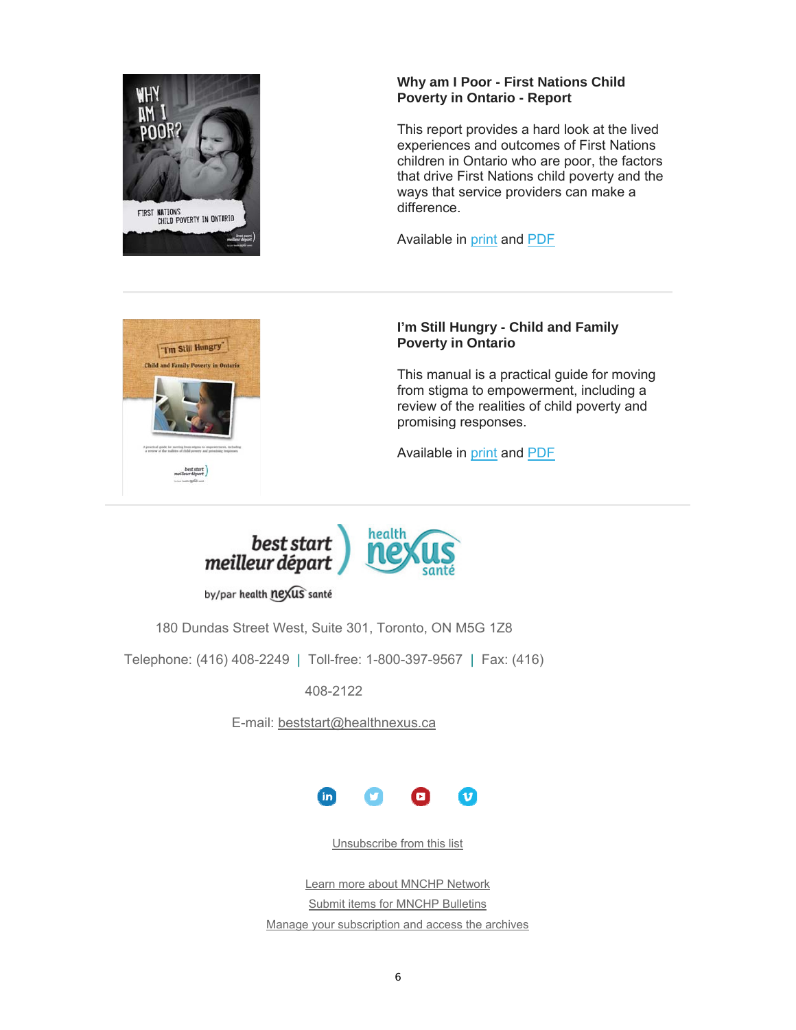**Why am I Poor - First Nations Child Poverty in Ontario - Report**

This report provides a hard look at the lived experiences and outcomes of First Nations children in Ontario who are poor, the factors that drive First Nations child poverty and the ways that service providers can make a difference.

Available in print and PDF

---

**I'm Still Hungry - Child and Family Poverty in Ontario**

This manual is a practical guide for moving from stigma to empowerment, including a review of the realities of child poverty and promising responses.

Available in print and PDF

---

best start meilleur départ by/par health nexus santé

180 Dundas Street West, Suite 301, Toronto, ON M5G 1Z8

Telephone: (416) 408-2249 | Toll-free: 1-800-397-9567 | Fax: (416) 408-2122

E-mail: beststart@healthnexus.ca

Unsubscribe from this list

Learn more about MNCHP Network

Submit items for MNCHP Bulletins

Manage your subscription and access the archives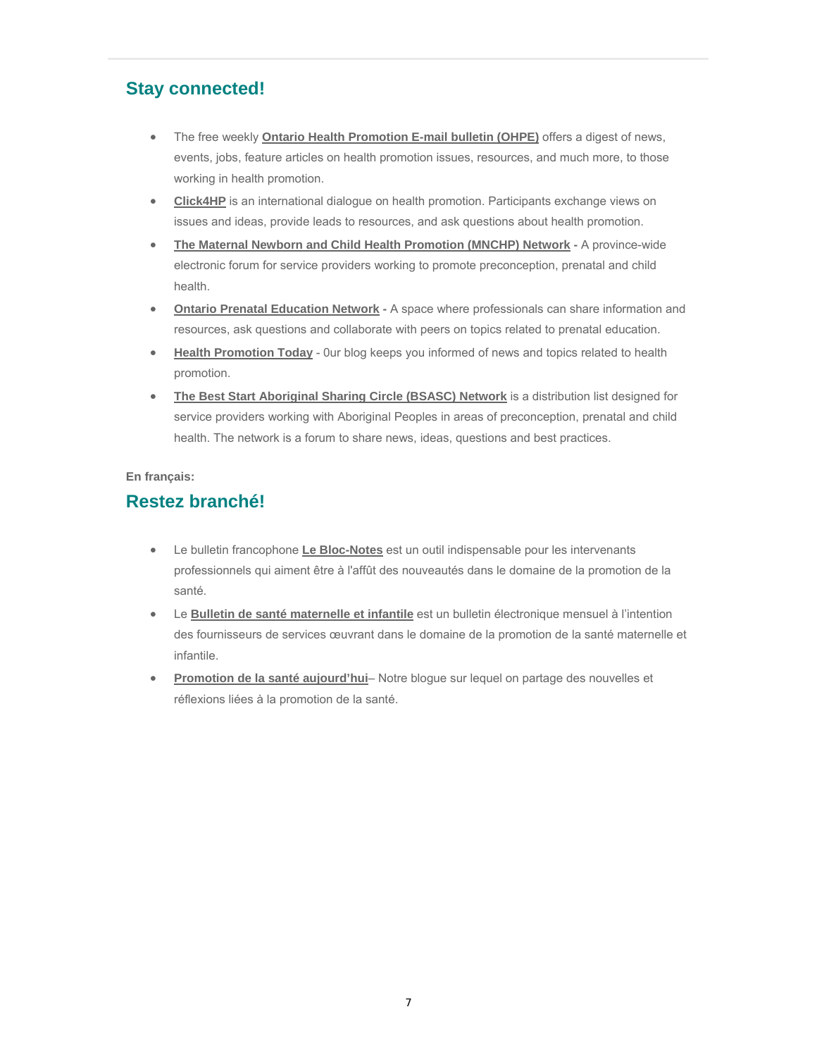## Stay connected!

- The free weekly **Ontario Health Promotion E-mail bulletin (OHPE)** offers a digest of news, events, jobs, feature articles on health promotion issues, resources, and much more, to those working in health promotion.
- **Click4HP** is an international dialogue on health promotion. Participants exchange views on issues and ideas, provide leads to resources, and ask questions about health promotion.
- **The Maternal Newborn and Child Health Promotion (MNCHP) Network -** A province-wide electronic forum for service providers working to promote preconception, prenatal and child health.
- **Ontario Prenatal Education Network -** A space where professionals can share information and resources, ask questions and collaborate with peers on topics related to prenatal education.
- **Health Promotion Today** - 0ur blog keeps you informed of news and topics related to health promotion.
- **The Best Start Aboriginal Sharing Circle (BSASC) Network** is a distribution list designed for service providers working with Aboriginal Peoples in areas of preconception, prenatal and child health. The network is a forum to share news, ideas, questions and best practices.

**En français:**

## Restez branché!

- Le bulletin francophone **Le Bloc-Notes** est un outil indispensable pour les intervenants professionnels qui aiment être à l'affût des nouveautés dans le domaine de la promotion de la santé.
- Le **Bulletin de santé maternelle et infantile** est un bulletin électronique mensuel à l'intention des fournisseurs de services œuvrant dans le domaine de la promotion de la santé maternelle et infantile.
- **Promotion de la santé aujourd'hui**– Notre blogue sur lequel on partage des nouvelles et réflexions liées à la promotion de la santé.